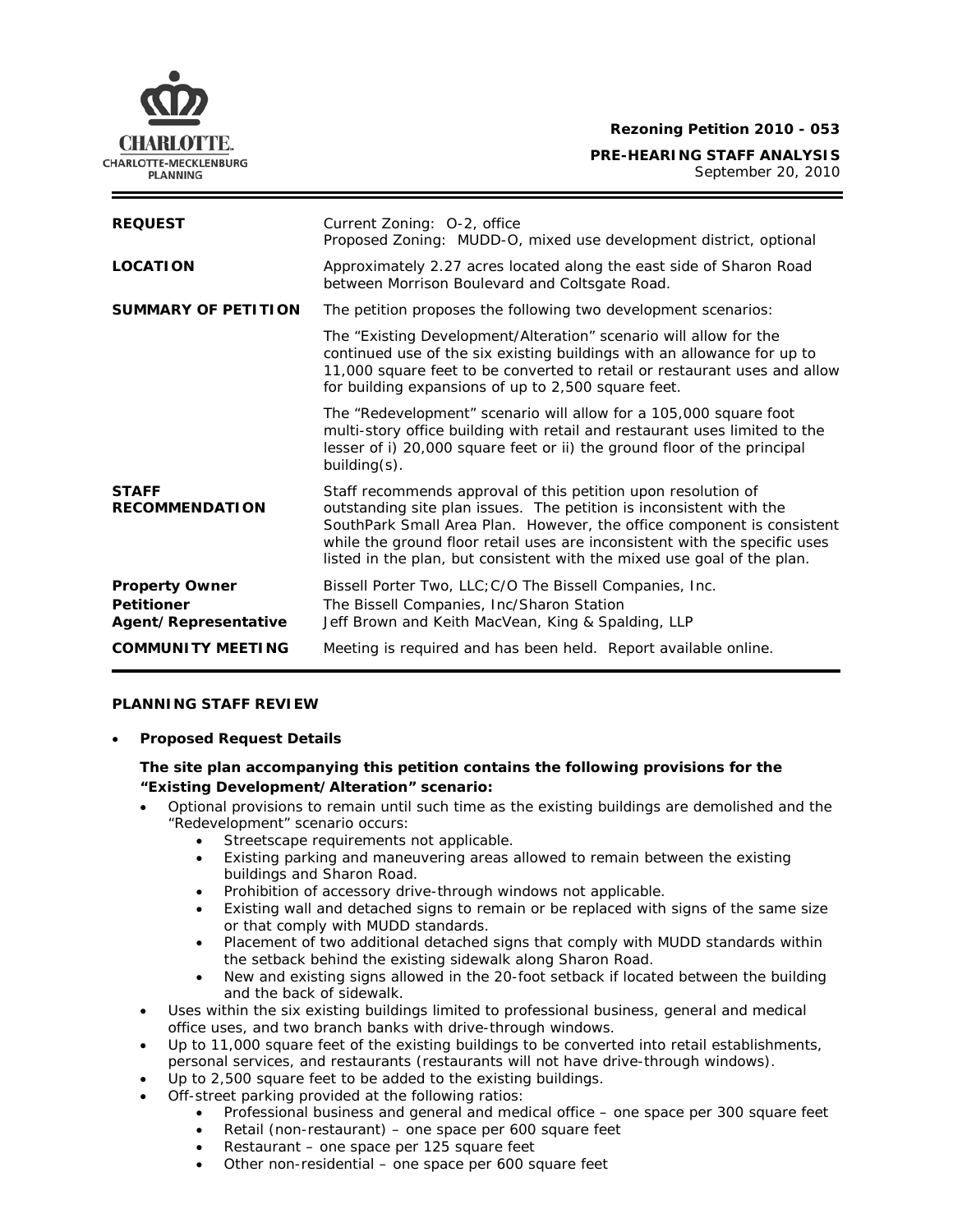**Rezoning Petition 2010 - 053**

**PRE-HEARING STAFF ANALYSIS**
September 20, 2010

| | |
|---|---|
| **REQUEST** | Current Zoning: O-2, office<br>Proposed Zoning: MUDD-O, mixed use development district, optional |
| **LOCATION** | Approximately 2.27 acres located along the east side of Sharon Road between Morrison Boulevard and Coltsgate Road. |
| **SUMMARY OF PETITION** | The petition proposes the following two development scenarios:<br><br>The "Existing Development/Alteration" scenario will allow for the continued use of the six existing buildings with an allowance for up to 11,000 square feet to be converted to retail or restaurant uses and allow for building expansions of up to 2,500 square feet.<br><br>The "Redevelopment" scenario will allow for a 105,000 square foot multi-story office building with retail and restaurant uses limited to the lesser of i) 20,000 square feet or ii) the ground floor of the principal building(s). |
| **STAFF RECOMMENDATION** | Staff recommends approval of this petition upon resolution of outstanding site plan issues. The petition is inconsistent with the SouthPark Small Area Plan. However, the office component is consistent while the ground floor retail uses are inconsistent with the specific uses listed in the plan, but consistent with the mixed use goal of the plan. |
| **Property Owner**<br>**Petitioner**<br>**Agent/Representative** | Bissell Porter Two, LLC;C/O The Bissell Companies, Inc.<br>The Bissell Companies, Inc/Sharon Station<br>Jeff Brown and Keith MacVean, King & Spalding, LLP |
| **COMMUNITY MEETING** | Meeting is required and has been held. Report available online. |

## PLANNING STAFF REVIEW

- **Proposed Request Details**

  **The site plan accompanying this petition contains the following provisions for the "Existing Development/Alteration" scenario:**

  - Optional provisions to remain until such time as the existing buildings are demolished and the "Redevelopment" scenario occurs:
    - Streetscape requirements not applicable.
    - Existing parking and maneuvering areas allowed to remain between the existing buildings and Sharon Road.
    - Prohibition of accessory drive-through windows not applicable.
    - Existing wall and detached signs to remain or be replaced with signs of the same size or that comply with MUDD standards.
    - Placement of two additional detached signs that comply with MUDD standards within the setback behind the existing sidewalk along Sharon Road.
    - New and existing signs allowed in the 20-foot setback if located between the building and the back of sidewalk.
  - Uses within the six existing buildings limited to professional business, general and medical office uses, and two branch banks with drive-through windows.
  - Up to 11,000 square feet of the existing buildings to be converted into retail establishments, personal services, and restaurants (restaurants will not have drive-through windows).
  - Up to 2,500 square feet to be added to the existing buildings.
  - Off-street parking provided at the following ratios:
    - Professional business and general and medical office – one space per 300 square feet
    - Retail (non-restaurant) – one space per 600 square feet
    - Restaurant – one space per 125 square feet
    - Other non-residential – one space per 600 square feet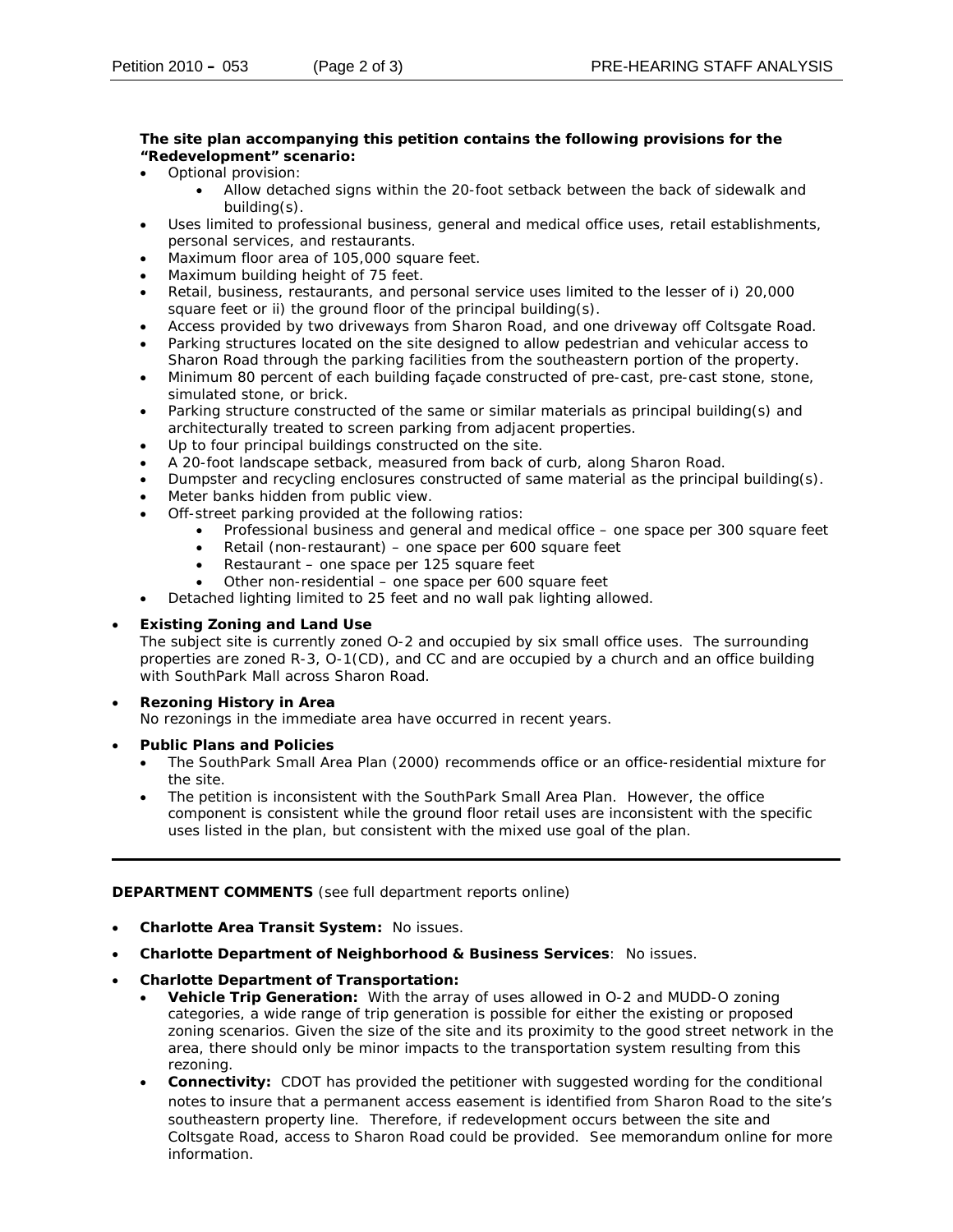**The site plan accompanying this petition contains the following provisions for the "Redevelopment" scenario:**

- Optional provision:
  - Allow detached signs within the 20-foot setback between the back of sidewalk and building(s).
- Uses limited to professional business, general and medical office uses, retail establishments, personal services, and restaurants.
- Maximum floor area of 105,000 square feet.
- Maximum building height of 75 feet.
- Retail, business, restaurants, and personal service uses limited to the lesser of i) 20,000 square feet or ii) the ground floor of the principal building(s).
- Access provided by two driveways from Sharon Road, and one driveway off Coltsgate Road.
- Parking structures located on the site designed to allow pedestrian and vehicular access to Sharon Road through the parking facilities from the southeastern portion of the property.
- Minimum 80 percent of each building façade constructed of pre-cast, pre-cast stone, stone, simulated stone, or brick.
- Parking structure constructed of the same or similar materials as principal building(s) and architecturally treated to screen parking from adjacent properties.
- Up to four principal buildings constructed on the site.
- A 20-foot landscape setback, measured from back of curb, along Sharon Road.
- Dumpster and recycling enclosures constructed of same material as the principal building(s).
- Meter banks hidden from public view.
- Off-street parking provided at the following ratios:
  - Professional business and general and medical office – one space per 300 square feet
  - Retail (non-restaurant) – one space per 600 square feet
  - Restaurant – one space per 125 square feet
  - Other non-residential – one space per 600 square feet
- Detached lighting limited to 25 feet and no wall pak lighting allowed.

- **Existing Zoning and Land Use**
  The subject site is currently zoned O-2 and occupied by six small office uses. The surrounding properties are zoned R-3, O-1(CD), and CC and are occupied by a church and an office building with SouthPark Mall across Sharon Road.

- **Rezoning History in Area**
  No rezonings in the immediate area have occurred in recent years.

- **Public Plans and Policies**
  - The SouthPark Small Area Plan (2000) recommends office or an office-residential mixture for the site.
  - The petition is inconsistent with the SouthPark Small Area Plan. However, the office component is consistent while the ground floor retail uses are inconsistent with the specific uses listed in the plan, but consistent with the mixed use goal of the plan.

---

**DEPARTMENT COMMENTS** (see full department reports online)

- **Charlotte Area Transit System:** No issues.
- **Charlotte Department of Neighborhood & Business Services**: No issues.
- **Charlotte Department of Transportation:**
  - **Vehicle Trip Generation:** With the array of uses allowed in O-2 and MUDD-O zoning categories, a wide range of trip generation is possible for either the existing or proposed zoning scenarios. Given the size of the site and its proximity to the good street network in the area, there should only be minor impacts to the transportation system resulting from this rezoning.
  - **Connectivity:** CDOT has provided the petitioner with suggested wording for the conditional notes to insure that a permanent access easement is identified from Sharon Road to the site's southeastern property line. Therefore, if redevelopment occurs between the site and Coltsgate Road, access to Sharon Road could be provided. See memorandum online for more information.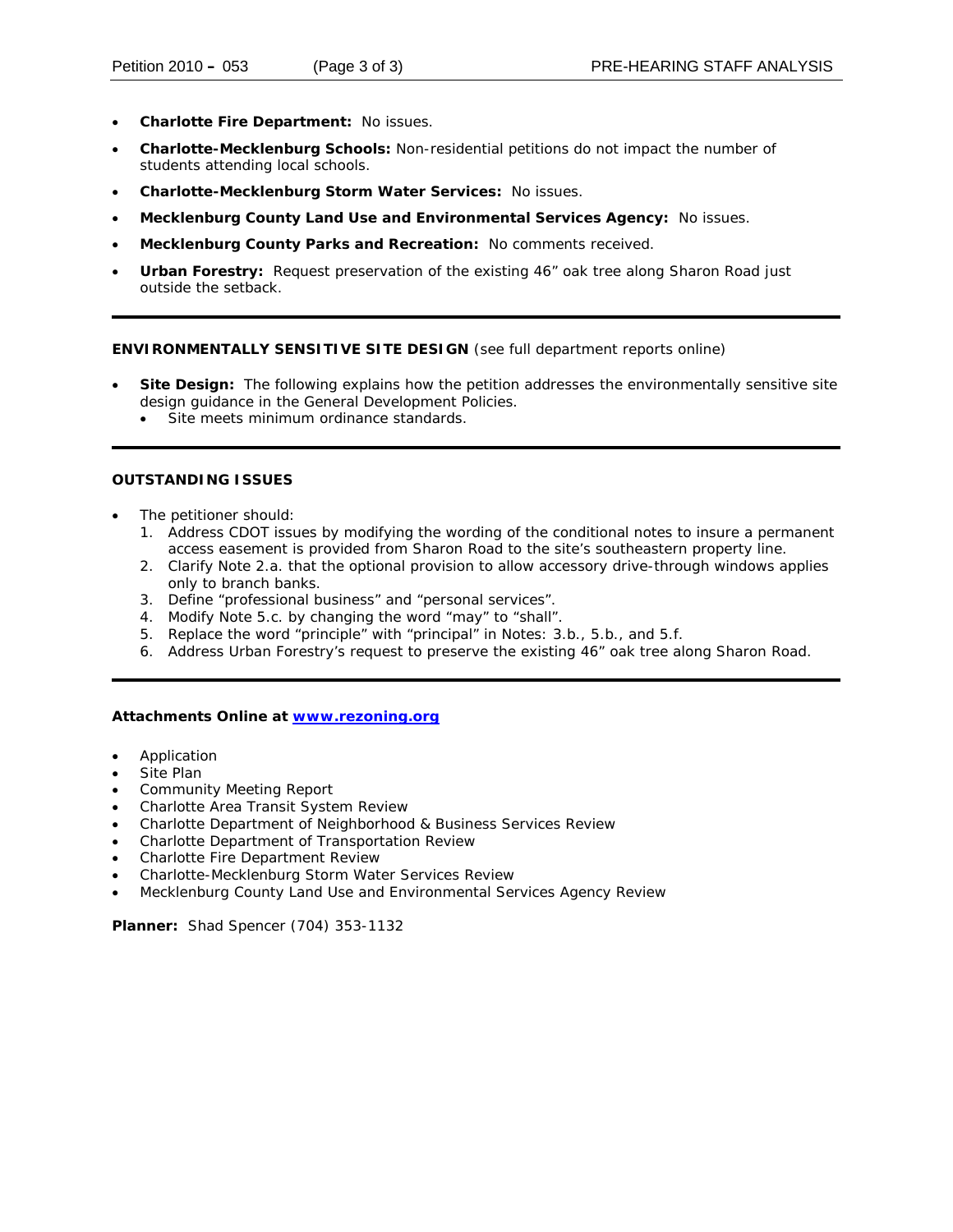- **Charlotte Fire Department:** No issues.
- **Charlotte-Mecklenburg Schools:** Non-residential petitions do not impact the number of students attending local schools.
- **Charlotte-Mecklenburg Storm Water Services:** No issues.
- **Mecklenburg County Land Use and Environmental Services Agency:** No issues.
- **Mecklenburg County Parks and Recreation:** No comments received.
- **Urban Forestry:** Request preservation of the existing 46" oak tree along Sharon Road just outside the setback.

---

**ENVIRONMENTALLY SENSITIVE SITE DESIGN** (see full department reports online)

- **Site Design:** The following explains how the petition addresses the environmentally sensitive site design guidance in the General Development Policies.
  - Site meets minimum ordinance standards.

---

**OUTSTANDING ISSUES**

- The petitioner should:
  1. Address CDOT issues by modifying the wording of the conditional notes to insure a permanent access easement is provided from Sharon Road to the site's southeastern property line.
  2. Clarify Note 2.a. that the optional provision to allow accessory drive-through windows applies only to branch banks.
  3. Define "professional business" and "personal services".
  4. Modify Note 5.c. by changing the word "may" to "shall".
  5. Replace the word "principle" with "principal" in Notes: 3.b., 5.b., and 5.f.
  6. Address Urban Forestry's request to preserve the existing 46" oak tree along Sharon Road.

---

**Attachments Online at www.rezoning.org**

- Application
- Site Plan
- Community Meeting Report
- Charlotte Area Transit System Review
- Charlotte Department of Neighborhood & Business Services Review
- Charlotte Department of Transportation Review
- Charlotte Fire Department Review
- Charlotte-Mecklenburg Storm Water Services Review
- Mecklenburg County Land Use and Environmental Services Agency Review

**Planner:** Shad Spencer (704) 353-1132